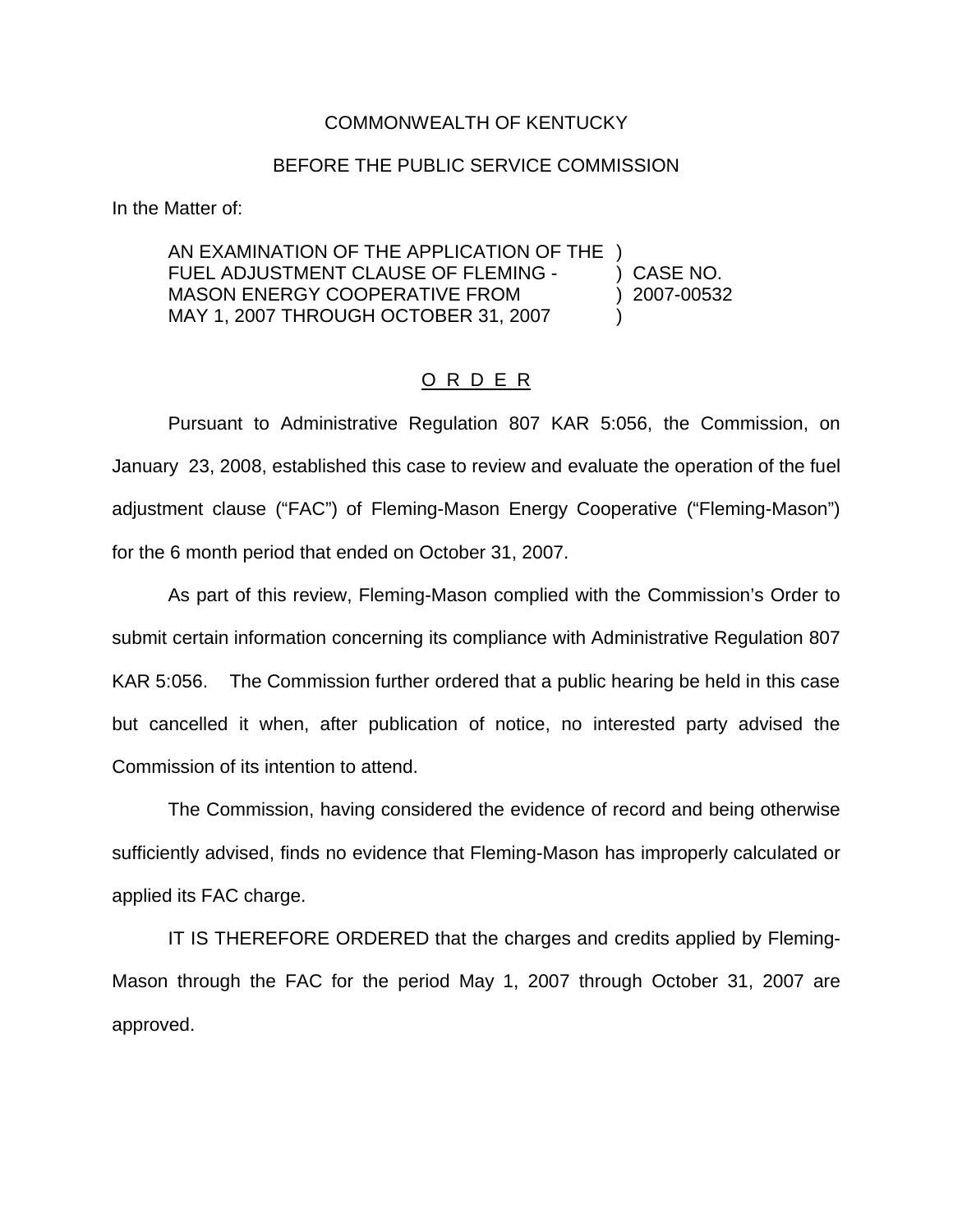COMMONWEALTH OF KENTUCKY

BEFORE THE PUBLIC SERVICE COMMISSION

In the Matter of:

| | | |
|---|---|---|
| AN EXAMINATION OF THE APPLICATION OF THE FUEL ADJUSTMENT CLAUSE OF FLEMING - MASON ENERGY COOPERATIVE FROM MAY 1, 2007 THROUGH OCTOBER 31, 2007 | ) | CASE NO. 2007-00532 |

O R D E R

Pursuant to Administrative Regulation 807 KAR 5:056, the Commission, on January 23, 2008, established this case to review and evaluate the operation of the fuel adjustment clause ("FAC") of Fleming-Mason Energy Cooperative ("Fleming-Mason") for the 6 month period that ended on October 31, 2007.

As part of this review, Fleming-Mason complied with the Commission's Order to submit certain information concerning its compliance with Administrative Regulation 807 KAR 5:056. The Commission further ordered that a public hearing be held in this case but cancelled it when, after publication of notice, no interested party advised the Commission of its intention to attend.

The Commission, having considered the evidence of record and being otherwise sufficiently advised, finds no evidence that Fleming-Mason has improperly calculated or applied its FAC charge.

IT IS THEREFORE ORDERED that the charges and credits applied by Fleming-Mason through the FAC for the period May 1, 2007 through October 31, 2007 are approved.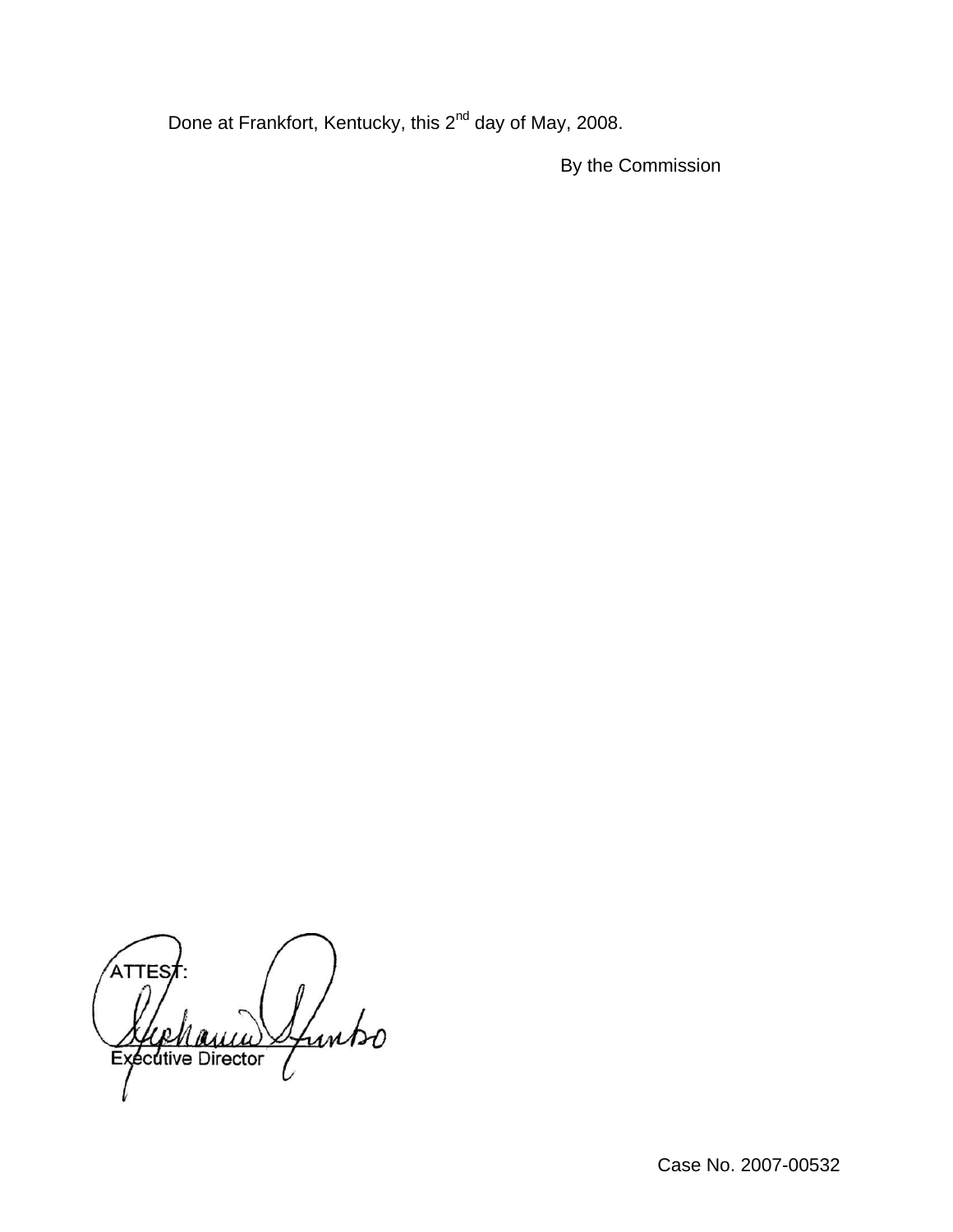Done at Frankfort, Kentucky, this 2nd day of May, 2008.

By the Commission

ATTEST:

Executive Director

Case No. 2007-00532